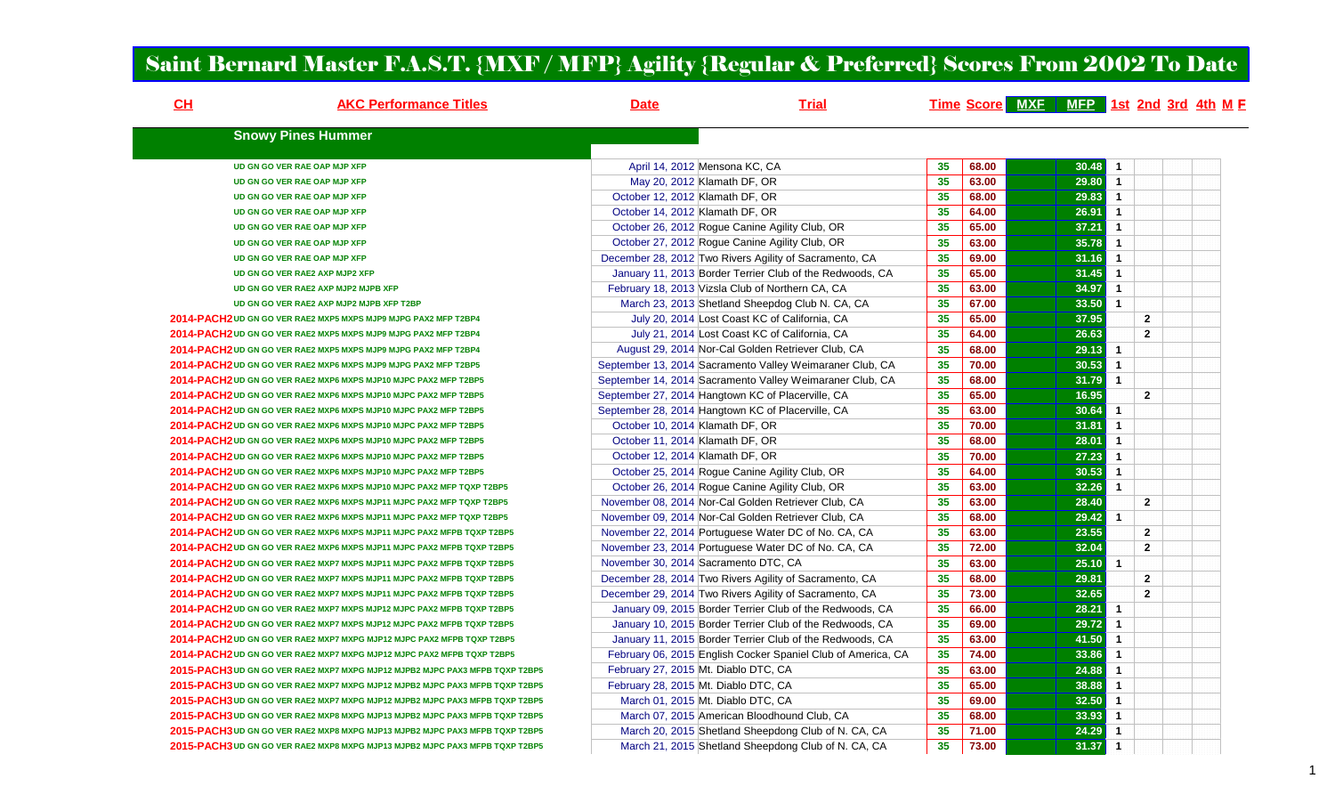# Saint Bernard Master F.A.S.T. {MXF / MFP} Agility {Regular & Preferred} Scores From 2002 To Date

| CH | AKC Performance Titles | Date | Trial | Time | Score | MXF | MFP | 1st | 2nd | 3rd | 4th | M | F |
|---|---|---|---|---|---|---|---|---|---|---|---|---|---|
| | **Snowy Pines Hummer** | | | | | | | | | | | | |
| | UD GN GO VER RAE OAP MJP XFP | April 14, 2012 | Mensona KC, CA | 35 | 68.00 | | 30.48 | 1 | | | | | |
| | UD GN GO VER RAE OAP MJP XFP | May 20, 2012 | Klamath DF, OR | 35 | 63.00 | | 29.80 | 1 | | | | | |
| | UD GN GO VER RAE OAP MJP XFP | October 12, 2012 | Klamath DF, OR | 35 | 68.00 | | 29.83 | 1 | | | | | |
| | UD GN GO VER RAE OAP MJP XFP | October 14, 2012 | Klamath DF, OR | 35 | 64.00 | | 26.91 | 1 | | | | | |
| | UD GN GO VER RAE OAP MJP XFP | October 26, 2012 | Rogue Canine Agility Club, OR | 35 | 65.00 | | 37.21 | 1 | | | | | |
| | UD GN GO VER RAE OAP MJP XFP | October 27, 2012 | Rogue Canine Agility Club, OR | 35 | 63.00 | | 35.78 | 1 | | | | | |
| | UD GN GO VER RAE OAP MJP XFP | December 28, 2012 | Two Rivers Agility of Sacramento, CA | 35 | 69.00 | | 31.16 | 1 | | | | | |
| | UD GN GO VER RAE2 AXP MJP2 XFP | January 11, 2013 | Border Terrier Club of the Redwoods, CA | 35 | 65.00 | | 31.45 | 1 | | | | | |
| | UD GN GO VER RAE2 AXP MJP2 MJPB XFP | February 18, 2013 | Vizsla Club of Northern CA, CA | 35 | 63.00 | | 34.97 | 1 | | | | | |
| | UD GN GO VER RAE2 AXP MJP2 MJPB XFP T2BP | March 23, 2013 | Shetland Sheepdog Club N. CA, CA | 35 | 67.00 | | 33.50 | 1 | | | | | |
| 2014-PACH2 | UD GN GO VER RAE2 MXP5 MXPS MJP9 MJPG PAX2 MFP T2BP4 | July 20, 2014 | Lost Coast KC of California, CA | 35 | 65.00 | | 37.95 | | 2 | | | | |
| 2014-PACH2 | UD GN GO VER RAE2 MXP5 MXPS MJP9 MJPG PAX2 MFP T2BP4 | July 21, 2014 | Lost Coast KC of California, CA | 35 | 64.00 | | 26.63 | | 2 | | | | |
| 2014-PACH2 | UD GN GO VER RAE2 MXP5 MXPS MJP9 MJPG PAX2 MFP T2BP4 | August 29, 2014 | Nor-Cal Golden Retriever Club, CA | 35 | 68.00 | | 29.13 | 1 | | | | | |
| 2014-PACH2 | UD GN GO VER RAE2 MXP6 MXPS MJP9 MJPG PAX2 MFP T2BP5 | September 13, 2014 | Sacramento Valley Weimaraner Club, CA | 35 | 70.00 | | 30.53 | 1 | | | | | |
| 2014-PACH2 | UD GN GO VER RAE2 MXP6 MXPS MJP10 MJPC PAX2 MFP T2BP5 | September 14, 2014 | Sacramento Valley Weimaraner Club, CA | 35 | 68.00 | | 31.79 | 1 | | | | | |
| 2014-PACH2 | UD GN GO VER RAE2 MXP6 MXPS MJP10 MJPC PAX2 MFP T2BP5 | September 27, 2014 | Hangtown KC of Placerville, CA | 35 | 65.00 | | 16.95 | | 2 | | | | |
| 2014-PACH2 | UD GN GO VER RAE2 MXP6 MXPS MJP10 MJPC PAX2 MFP T2BP5 | September 28, 2014 | Hangtown KC of Placerville, CA | 35 | 63.00 | | 30.64 | 1 | | | | | |
| 2014-PACH2 | UD GN GO VER RAE2 MXP6 MXPS MJP10 MJPC PAX2 MFP T2BP5 | October 10, 2014 | Klamath DF, OR | 35 | 70.00 | | 31.81 | 1 | | | | | |
| 2014-PACH2 | UD GN GO VER RAE2 MXP6 MXPS MJP10 MJPC PAX2 MFP T2BP5 | October 11, 2014 | Klamath DF, OR | 35 | 68.00 | | 28.01 | 1 | | | | | |
| 2014-PACH2 | UD GN GO VER RAE2 MXP6 MXPS MJP10 MJPC PAX2 MFP T2BP5 | October 12, 2014 | Klamath DF, OR | 35 | 70.00 | | 27.23 | 1 | | | | | |
| 2014-PACH2 | UD GN GO VER RAE2 MXP6 MXPS MJP10 MJPC PAX2 MFP T2BP5 | October 25, 2014 | Rogue Canine Agility Club, OR | 35 | 64.00 | | 30.53 | 1 | | | | | |
| 2014-PACH2 | UD GN GO VER RAE2 MXP6 MXPS MJP10 MJPC PAX2 MFP TQXP T2BP5 | October 26, 2014 | Rogue Canine Agility Club, OR | 35 | 63.00 | | 32.26 | 1 | | | | | |
| 2014-PACH2 | UD GN GO VER RAE2 MXP6 MXPS MJP11 MJPC PAX2 MFP TQXP T2BP5 | November 08, 2014 | Nor-Cal Golden Retriever Club, CA | 35 | 63.00 | | 28.40 | | 2 | | | | |
| 2014-PACH2 | UD GN GO VER RAE2 MXP6 MXPS MJP11 MJPC PAX2 MFP TQXP T2BP5 | November 09, 2014 | Nor-Cal Golden Retriever Club, CA | 35 | 68.00 | | 29.42 | 1 | | | | | |
| 2014-PACH2 | UD GN GO VER RAE2 MXP6 MXPS MJP11 MJPC PAX2 MFPB TQXP T2BP5 | November 22, 2014 | Portuguese Water DC of No. CA, CA | 35 | 63.00 | | 23.55 | | 2 | | | | |
| 2014-PACH2 | UD GN GO VER RAE2 MXP6 MXPS MJP11 MJPC PAX2 MFPB TQXP T2BP5 | November 23, 2014 | Portuguese Water DC of No. CA, CA | 35 | 72.00 | | 32.04 | | 2 | | | | |
| 2014-PACH2 | UD GN GO VER RAE2 MXP7 MXPS MJP11 MJPC PAX2 MFPB TQXP T2BP5 | November 30, 2014 | Sacramento DTC, CA | 35 | 63.00 | | 25.10 | 1 | | | | | |
| 2014-PACH2 | UD GN GO VER RAE2 MXP7 MXPS MJP11 MJPC PAX2 MFPB TQXP T2BP5 | December 28, 2014 | Two Rivers Agility of Sacramento, CA | 35 | 68.00 | | 29.81 | | 2 | | | | |
| 2014-PACH2 | UD GN GO VER RAE2 MXP7 MXPS MJP11 MJPC PAX2 MFPB TQXP T2BP5 | December 29, 2014 | Two Rivers Agility of Sacramento, CA | 35 | 73.00 | | 32.65 | | 2 | | | | |
| 2014-PACH2 | UD GN GO VER RAE2 MXP7 MXPS MJP12 MJPC PAX2 MFPB TQXP T2BP5 | January 09, 2015 | Border Terrier Club of the Redwoods, CA | 35 | 66.00 | | 28.21 | 1 | | | | | |
| 2014-PACH2 | UD GN GO VER RAE2 MXP7 MXPS MJP12 MJPC PAX2 MFPB TQXP T2BP5 | January 10, 2015 | Border Terrier Club of the Redwoods, CA | 35 | 69.00 | | 29.72 | 1 | | | | | |
| 2014-PACH2 | UD GN GO VER RAE2 MXP7 MXPG MJP12 MJPC PAX2 MFPB TQXP T2BP5 | January 11, 2015 | Border Terrier Club of the Redwoods, CA | 35 | 63.00 | | 41.50 | 1 | | | | | |
| 2014-PACH2 | UD GN GO VER RAE2 MXP7 MXPG MJP12 MJPC PAX2 MFPB TQXP T2BP5 | February 06, 2015 | English Cocker Spaniel Club of America, CA | 35 | 74.00 | | 33.86 | 1 | | | | | |
| 2015-PACH3 | UD GN GO VER RAE2 MXP7 MXPG MJP12 MJPB2 MJPC PAX3 MFPB TQXP T2BP5 | February 27, 2015 | Mt. Diablo DTC, CA | 35 | 63.00 | | 24.88 | 1 | | | | | |
| 2015-PACH3 | UD GN GO VER RAE2 MXP7 MXPG MJP12 MJPB2 MJPC PAX3 MFPB TQXP T2BP5 | February 28, 2015 | Mt. Diablo DTC, CA | 35 | 65.00 | | 38.88 | 1 | | | | | |
| 2015-PACH3 | UD GN GO VER RAE2 MXP7 MXPG MJP12 MJPB2 MJPC PAX3 MFPB TQXP T2BP5 | March 01, 2015 | Mt. Diablo DTC, CA | 35 | 69.00 | | 32.50 | 1 | | | | | |
| 2015-PACH3 | UD GN GO VER RAE2 MXP8 MXPG MJP13 MJPB2 MJPC PAX3 MFPB TQXP T2BP5 | March 07, 2015 | American Bloodhound Club, CA | 35 | 68.00 | | 33.93 | 1 | | | | | |
| 2015-PACH3 | UD GN GO VER RAE2 MXP8 MXPG MJP13 MJPB2 MJPC PAX3 MFPB TQXP T2BP5 | March 20, 2015 | Shetland Sheepdog Club of N. CA, CA | 35 | 71.00 | | 24.29 | 1 | | | | | |
| 2015-PACH3 | UD GN GO VER RAE2 MXP8 MXPG MJP13 MJPB2 MJPC PAX3 MFPB TQXP T2BP5 | March 21, 2015 | Shetland Sheepdog Club of N. CA, CA | 35 | 73.00 | | 31.37 | 1 | | | | | |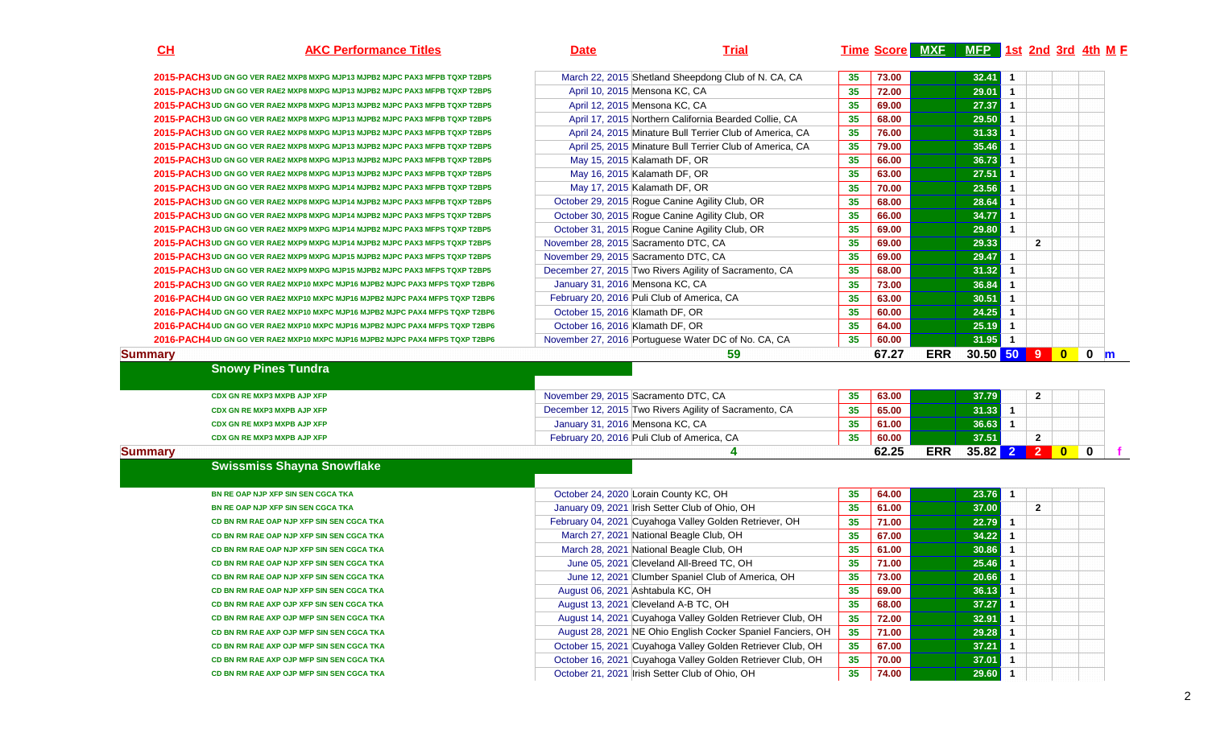| CH | AKC Performance Titles | Date | Trial | Time | Score | MXF | MFP | 1st | 2nd | 3rd | 4th | M F |
|---|---|---|---|---|---|---|---|---|---|---|---|---|
| 2015-PACH3 | UD GN GO VER RAE2 MXP8 MXPG MJP13 MJPB2 MJPC PAX3 MFPB TQXP T2BP5 | March 22, 2015 | Shetland Sheepdong Club of N. CA, CA | 35 | 73.00 | | 32.41 | 1 | | | | |
| 2015-PACH3 | UD GN GO VER RAE2 MXP8 MXPG MJP13 MJPB2 MJPC PAX3 MFPB TQXP T2BP5 | April 10, 2015 | Mensona KC, CA | 35 | 72.00 | | 29.01 | 1 | | | | |
| 2015-PACH3 | UD GN GO VER RAE2 MXP8 MXPG MJP13 MJPB2 MJPC PAX3 MFPB TQXP T2BP5 | April 12, 2015 | Mensona KC, CA | 35 | 69.00 | | 27.37 | 1 | | | | |
| 2015-PACH3 | UD GN GO VER RAE2 MXP8 MXPG MJP13 MJPB2 MJPC PAX3 MFPB TQXP T2BP5 | April 17, 2015 | Northern California Bearded Collie, CA | 35 | 68.00 | | 29.50 | 1 | | | | |
| 2015-PACH3 | UD GN GO VER RAE2 MXP8 MXPG MJP13 MJPB2 MJPC PAX3 MFPB TQXP T2BP5 | April 24, 2015 | Minature Bull Terrier Club of America, CA | 35 | 76.00 | | 31.33 | 1 | | | | |
| 2015-PACH3 | UD GN GO VER RAE2 MXP8 MXPG MJP13 MJPB2 MJPC PAX3 MFPB TQXP T2BP5 | April 25, 2015 | Minature Bull Terrier Club of America, CA | 35 | 79.00 | | 35.46 | 1 | | | | |
| 2015-PACH3 | UD GN GO VER RAE2 MXP8 MXPG MJP13 MJPB2 MJPC PAX3 MFPB TQXP T2BP5 | May 15, 2015 | Kalamath DF, OR | 35 | 66.00 | | 36.73 | 1 | | | | |
| 2015-PACH3 | UD GN GO VER RAE2 MXP8 MXPG MJP13 MJPB2 MJPC PAX3 MFPB TQXP T2BP5 | May 16, 2015 | Kalamath DF, OR | 35 | 63.00 | | 27.51 | 1 | | | | |
| 2015-PACH3 | UD GN GO VER RAE2 MXP8 MXPG MJP14 MJPB2 MJPC PAX3 MFPB TQXP T2BP5 | May 17, 2015 | Kalamath DF, OR | 35 | 70.00 | | 23.56 | 1 | | | | |
| 2015-PACH3 | UD GN GO VER RAE2 MXP8 MXPG MJP14 MJPB2 MJPC PAX3 MFPB TQXP T2BP5 | October 29, 2015 | Rogue Canine Agility Club, OR | 35 | 68.00 | | 28.64 | 1 | | | | |
| 2015-PACH3 | UD GN GO VER RAE2 MXP8 MXPG MJP14 MJPB2 MJPC PAX3 MFPS TQXP T2BP5 | October 30, 2015 | Rogue Canine Agility Club, OR | 35 | 66.00 | | 34.77 | 1 | | | | |
| 2015-PACH3 | UD GN GO VER RAE2 MXP9 MXPG MJP14 MJPB2 MJPC PAX3 MFPS TQXP T2BP5 | October 31, 2015 | Rogue Canine Agility Club, OR | 35 | 69.00 | | 29.80 | 1 | | | | |
| 2015-PACH3 | UD GN GO VER RAE2 MXP9 MXPG MJP14 MJPB2 MJPC PAX3 MFPS TQXP T2BP5 | November 28, 2015 | Sacramento DTC, CA | 35 | 69.00 | | 29.33 | | 2 | | | |
| 2015-PACH3 | UD GN GO VER RAE2 MXP9 MXPG MJP15 MJPB2 MJPC PAX3 MFPS TQXP T2BP5 | November 29, 2015 | Sacramento DTC, CA | 35 | 69.00 | | 29.47 | 1 | | | | |
| 2015-PACH3 | UD GN GO VER RAE2 MXP9 MXPG MJP15 MJPB2 MJPC PAX3 MFPS TQXP T2BP5 | December 27, 2015 | Two Rivers Agility of Sacramento, CA | 35 | 68.00 | | 31.32 | 1 | | | | |
| 2015-PACH3 | UD GN GO VER RAE2 MXP10 MXPC MJP16 MJPB2 MJPC PAX3 MFPS TQXP T2BP6 | January 31, 2016 | Mensona KC, CA | 35 | 73.00 | | 36.84 | 1 | | | | |
| 2016-PACH4 | UD GN GO VER RAE2 MXP10 MXPC MJP16 MJPB2 MJPC PAX4 MFPS TQXP T2BP6 | February 20, 2016 | Puli Club of America, CA | 35 | 63.00 | | 30.51 | 1 | | | | |
| 2016-PACH4 | UD GN GO VER RAE2 MXP10 MXPC MJP16 MJPB2 MJPC PAX4 MFPS TQXP T2BP6 | October 15, 2016 | Klamath DF, OR | 35 | 60.00 | | 24.25 | 1 | | | | |
| 2016-PACH4 | UD GN GO VER RAE2 MXP10 MXPC MJP16 MJPB2 MJPC PAX4 MFPS TQXP T2BP6 | October 16, 2016 | Klamath DF, OR | 35 | 64.00 | | 25.19 | 1 | | | | |
| 2016-PACH4 | UD GN GO VER RAE2 MXP10 MXPC MJP16 MJPB2 MJPC PAX4 MFPS TQXP T2BP6 | November 27, 2016 | Portuguese Water DC of No. CA, CA | 35 | 60.00 | | 31.95 | 1 | | | | |
| **Summary** | | | 59 | | 67.27 | ERR | 30.50 | 50 | 9 | 0 | 0 | m |
| | **Snowy Pines Tundra** | | | | | | | | | | | |
| | CDX GN RE MXP3 MXPB AJP XFP | November 29, 2015 | Sacramento DTC, CA | 35 | 63.00 | | 37.79 | | 2 | | | |
| | CDX GN RE MXP3 MXPB AJP XFP | December 12, 2015 | Two Rivers Agility of Sacramento, CA | 35 | 65.00 | | 31.33 | 1 | | | | |
| | CDX GN RE MXP3 MXPB AJP XFP | January 31, 2016 | Mensona KC, CA | 35 | 61.00 | | 36.63 | 1 | | | | |
| | CDX GN RE MXP3 MXPB AJP XFP | February 20, 2016 | Puli Club of America, CA | 35 | 60.00 | | 37.51 | | 2 | | | |
| **Summary** | | | 4 | | 62.25 | ERR | 35.82 | 2 | 2 | 0 | 0 | f |
| | **Swissmiss Shayna Snowflake** | | | | | | | | | | | |
| | BN RE OAP NJP XFP SIN SEN CGCA TKA | October 24, 2020 | Lorain County KC, OH | 35 | 64.00 | | 23.76 | 1 | | | | |
| | BN RE OAP NJP XFP SIN SEN CGCA TKA | January 09, 2021 | Irish Setter Club of Ohio, OH | 35 | 61.00 | | 37.00 | | 2 | | | |
| | CD BN RM RAE OAP NJP XFP SIN SEN CGCA TKA | February 04, 2021 | Cuyahoga Valley Golden Retriever, OH | 35 | 71.00 | | 22.79 | 1 | | | | |
| | CD BN RM RAE OAP NJP XFP SIN SEN CGCA TKA | March 27, 2021 | National Beagle Club, OH | 35 | 67.00 | | 34.22 | 1 | | | | |
| | CD BN RM RAE OAP NJP XFP SIN SEN CGCA TKA | March 28, 2021 | National Beagle Club, OH | 35 | 61.00 | | 30.86 | 1 | | | | |
| | CD BN RM RAE OAP NJP XFP SIN SEN CGCA TKA | June 05, 2021 | Cleveland All-Breed TC, OH | 35 | 71.00 | | 25.46 | 1 | | | | |
| | CD BN RM RAE OAP NJP XFP SIN SEN CGCA TKA | June 12, 2021 | Clumber Spaniel Club of America, OH | 35 | 73.00 | | 20.66 | 1 | | | | |
| | CD BN RM RAE OAP NJP XFP SIN SEN CGCA TKA | August 06, 2021 | Ashtabula KC, OH | 35 | 69.00 | | 36.13 | 1 | | | | |
| | CD BN RM RAE AXP OJP XFP SIN SEN CGCA TKA | August 13, 2021 | Cleveland A-B TC, OH | 35 | 68.00 | | 37.27 | 1 | | | | |
| | CD BN RM RAE AXP OJP MFP SIN SEN CGCA TKA | August 14, 2021 | Cuyahoga Valley Golden Retriever Club, OH | 35 | 72.00 | | 32.91 | 1 | | | | |
| | CD BN RM RAE AXP OJP MFP SIN SEN CGCA TKA | August 28, 2021 | NE Ohio English Cocker Spaniel Fanciers, OH | 35 | 71.00 | | 29.28 | 1 | | | | |
| | CD BN RM RAE AXP OJP MFP SIN SEN CGCA TKA | October 15, 2021 | Cuyahoga Valley Golden Retriever Club, OH | 35 | 67.00 | | 37.21 | 1 | | | | |
| | CD BN RM RAE AXP OJP MFP SIN SEN CGCA TKA | October 16, 2021 | Cuyahoga Valley Golden Retriever Club, OH | 35 | 70.00 | | 37.01 | 1 | | | | |
| | CD BN RM RAE AXP OJP MFP SIN SEN CGCA TKA | October 21, 2021 | Irish Setter Club of Ohio, OH | 35 | 74.00 | | 29.60 | 1 | | | | |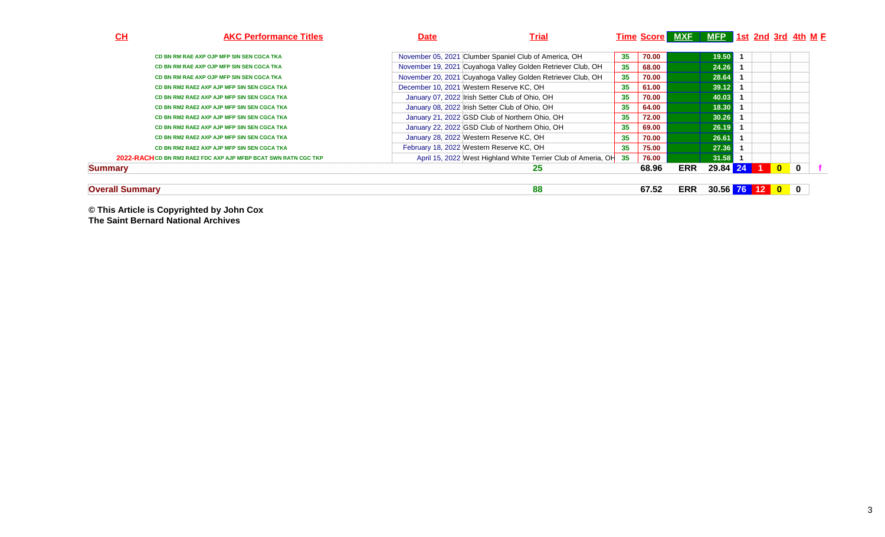| CH | AKC Performance Titles | Date | Trial | Time | Score | MXF | MFP | 1st | 2nd | 3rd | 4th | M | F |
|---|---|---|---|---|---|---|---|---|---|---|---|---|---|
| | CD BN RM RAE AXP OJP MFP SIN SEN CGCA TKA | November 05, 2021 | Clumber Spaniel Club of America, OH | 35 | 70.00 | | 19.50 | 1 | | | | | |
| | CD BN RM RAE AXP OJP MFP SIN SEN CGCA TKA | November 19, 2021 | Cuyahoga Valley Golden Retriever Club, OH | 35 | 68.00 | | 24.26 | 1 | | | | | |
| | CD BN RM RAE AXP OJP MFP SIN SEN CGCA TKA | November 20, 2021 | Cuyahoga Valley Golden Retriever Club, OH | 35 | 70.00 | | 28.64 | 1 | | | | | |
| | CD BN RM2 RAE2 AXP AJP MFP SIN SEN CGCA TKA | December 10, 2021 | Western Reserve KC, OH | 35 | 61.00 | | 39.12 | 1 | | | | | |
| | CD BN RM2 RAE2 AXP AJP MFP SIN SEN CGCA TKA | January 07, 2022 | Irish Setter Club of Ohio, OH | 35 | 70.00 | | 40.03 | 1 | | | | | |
| | CD BN RM2 RAE2 AXP AJP MFP SIN SEN CGCA TKA | January 08, 2022 | Irish Setter Club of Ohio, OH | 35 | 64.00 | | 18.30 | 1 | | | | | |
| | CD BN RM2 RAE2 AXP AJP MFP SIN SEN CGCA TKA | January 21, 2022 | GSD Club of Northern Ohio, OH | 35 | 72.00 | | 30.26 | 1 | | | | | |
| | CD BN RM2 RAE2 AXP AJP MFP SIN SEN CGCA TKA | January 22, 2022 | GSD Club of Northern Ohio, OH | 35 | 69.00 | | 26.19 | 1 | | | | | |
| | CD BN RM2 RAE2 AXP AJP MFP SIN SEN CGCA TKA | January 28, 2022 | Western Reserve KC, OH | 35 | 70.00 | | 26.61 | 1 | | | | | |
| | CD BN RM2 RAE2 AXP AJP MFP SIN SEN CGCA TKA | February 18, 2022 | Western Reserve KC, OH | 35 | 75.00 | | 27.36 | 1 | | | | | |
| 2022-RACH | CD BN RM3 RAE2 FDC AXP AJP MFBP BCAT SWN RATN CGC TKP | April 15, 2022 | West Highland White Terrier Club of Ameria, OH | 35 | 76.00 | | 31.58 | 1 | | | | | |
| **Summary** | | | 25 | | 68.96 | ERR | 29.84 | 24 | 1 | 0 | 0 | | f |
| **Overall Summary** | | | 88 | | 67.52 | ERR | 30.56 | 76 | 12 | 0 | 0 | | |

**© This Article is Copyrighted by John Cox**
**The Saint Bernard National Archives**